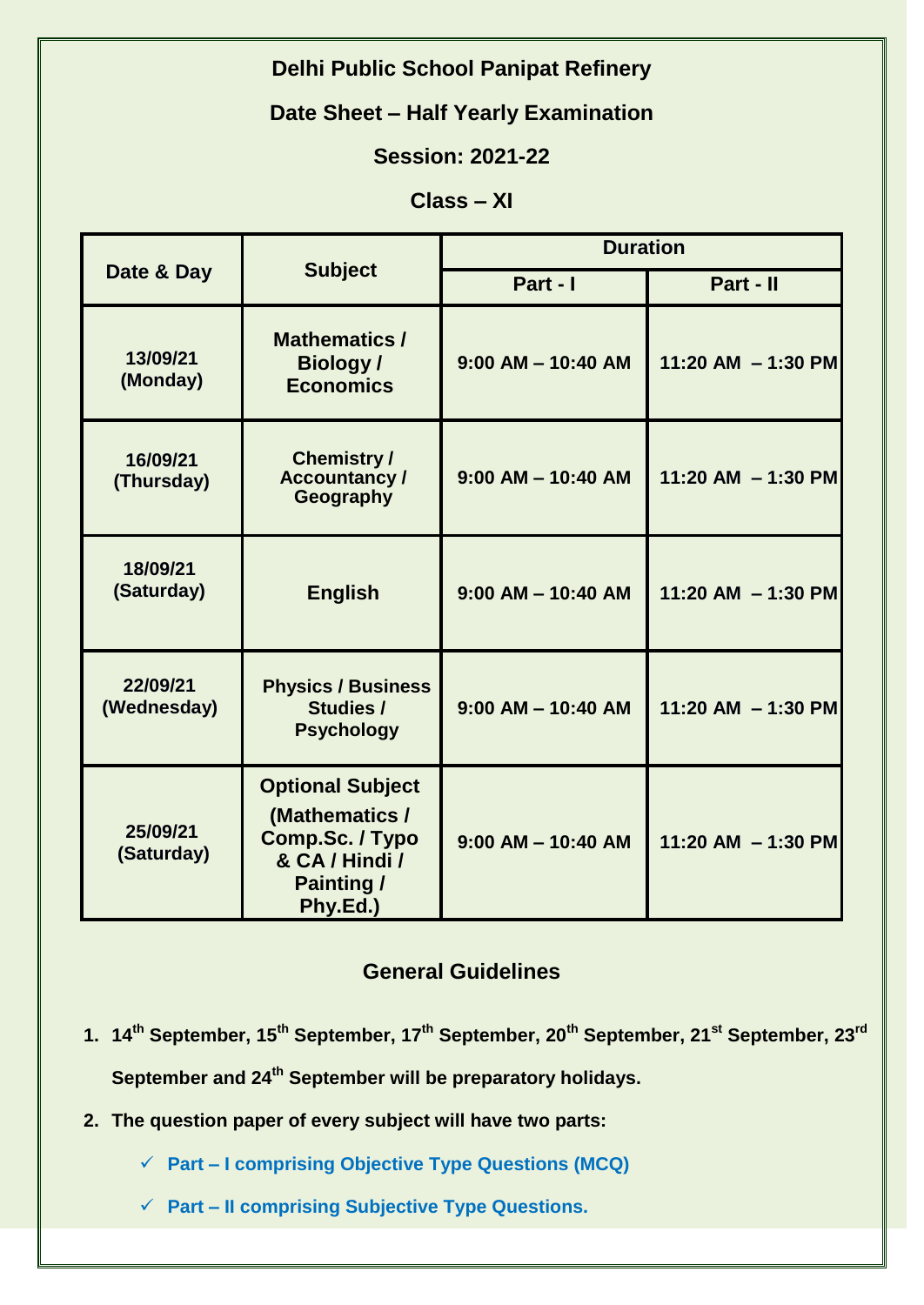# Delhi Public School Panipat Refinery

## Date Sheet – Half Yearly Examination

## Session: 2021-22

## Class – XI

| Date & Day | Subject | Duration | |
|---|---|---|---|
| | | Part - I | Part - II |
| 13/09/21 (Monday) | Mathematics / Biology / Economics | 9:00 AM – 10:40 AM | 11:20 AM – 1:30 PM |
| 16/09/21 (Thursday) | Chemistry / Accountancy / Geography | 9:00 AM – 10:40 AM | 11:20 AM – 1:30 PM |
| 18/09/21 (Saturday) | English | 9:00 AM – 10:40 AM | 11:20 AM – 1:30 PM |
| 22/09/21 (Wednesday) | Physics / Business Studies / Psychology | 9:00 AM – 10:40 AM | 11:20 AM – 1:30 PM |
| 25/09/21 (Saturday) | Optional Subject (Mathematics / Comp.Sc. / Typo & CA / Hindi / Painting / Phy.Ed.) | 9:00 AM – 10:40 AM | 11:20 AM – 1:30 PM |

## General Guidelines

1. **14th September, 15th September, 17th September, 20th September, 21st September, 23rd September and 24th September will be preparatory holidays.**
2. **The question paper of every subject will have two parts:**
   - ✓ **Part – I comprising Objective Type Questions (MCQ)**
   - ✓ **Part – II comprising Subjective Type Questions.**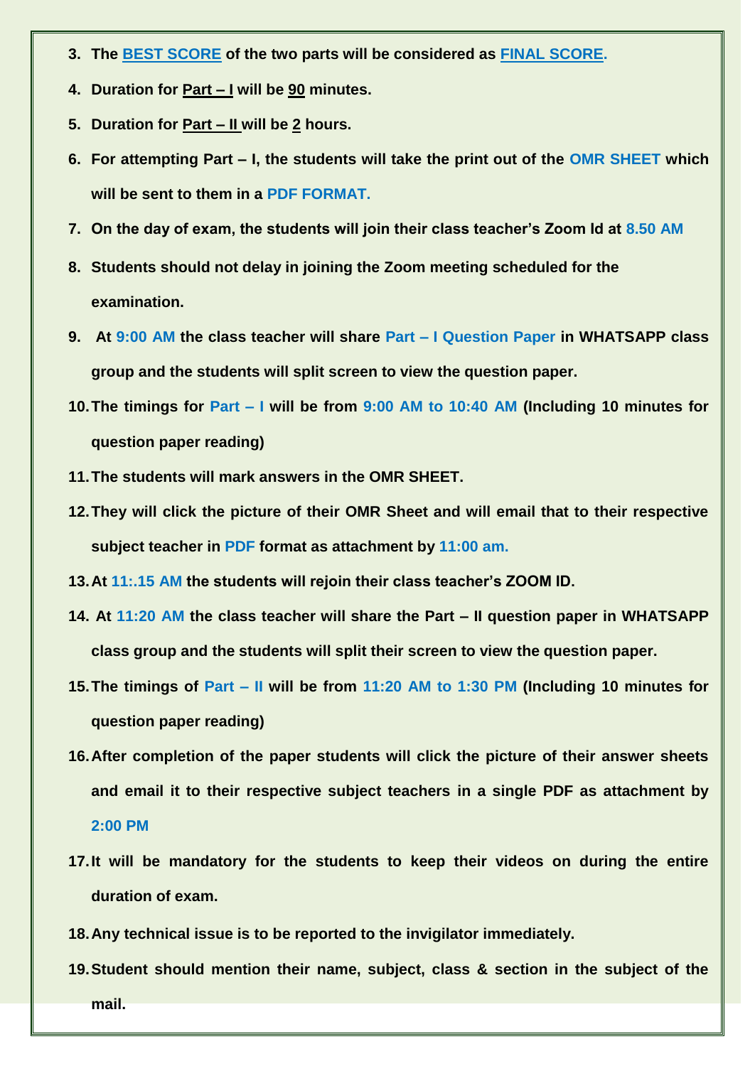3. **The BEST SCORE of the two parts will be considered as FINAL SCORE.**
4. **Duration for Part – I will be 90 minutes.**
5. **Duration for Part – II will be 2 hours.**
6. **For attempting Part – I, the students will take the print out of the OMR SHEET which will be sent to them in a PDF FORMAT.**
7. **On the day of exam, the students will join their class teacher's Zoom Id at 8.50 AM**
8. **Students should not delay in joining the Zoom meeting scheduled for the examination.**
9. **At 9:00 AM the class teacher will share Part – I Question Paper in WHATSAPP class group and the students will split screen to view the question paper.**
10. **The timings for Part – I will be from 9:00 AM to 10:40 AM (Including 10 minutes for question paper reading)**
11. **The students will mark answers in the OMR SHEET.**
12. **They will click the picture of their OMR Sheet and will email that to their respective subject teacher in PDF format as attachment by 11:00 am.**
13. **At 11:.15 AM the students will rejoin their class teacher's ZOOM ID.**
14. **At 11:20 AM the class teacher will share the Part – II question paper in WHATSAPP class group and the students will split their screen to view the question paper.**
15. **The timings of Part – II will be from 11:20 AM to 1:30 PM (Including 10 minutes for question paper reading)**
16. **After completion of the paper students will click the picture of their answer sheets and email it to their respective subject teachers in a single PDF as attachment by 2:00 PM**
17. **It will be mandatory for the students to keep their videos on during the entire duration of exam.**
18. **Any technical issue is to be reported to the invigilator immediately.**
19. **Student should mention their name, subject, class & section in the subject of the mail.**